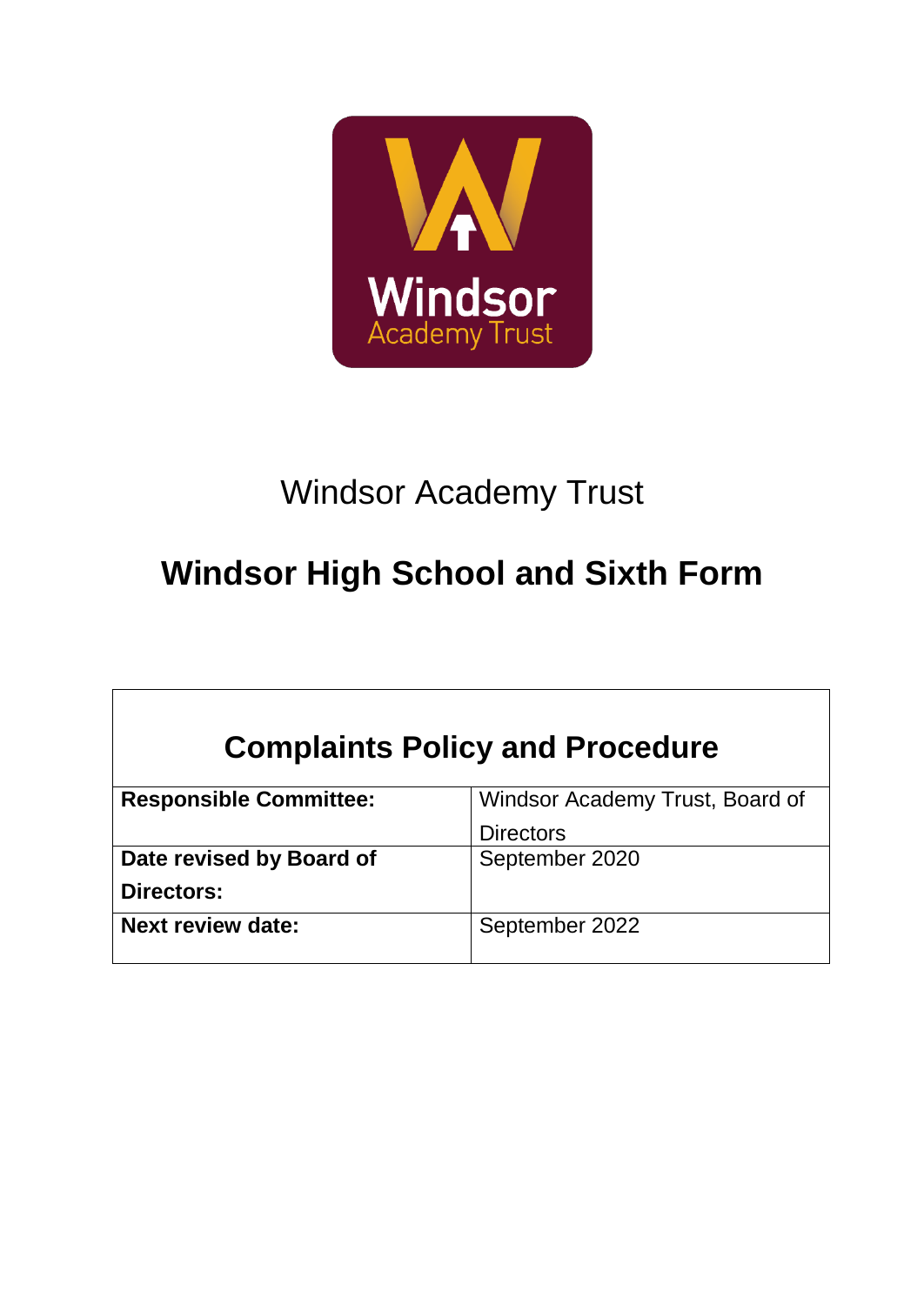Windsor Academy Trust

# Windsor High School and Sixth Form

## Complaints Policy and Procedure

| | |
|---|---|
| **Responsible Committee:** | Windsor Academy Trust, Board of Directors |
| **Date revised by Board of Directors:** | September 2020 |
| **Next review date:** | September 2022 |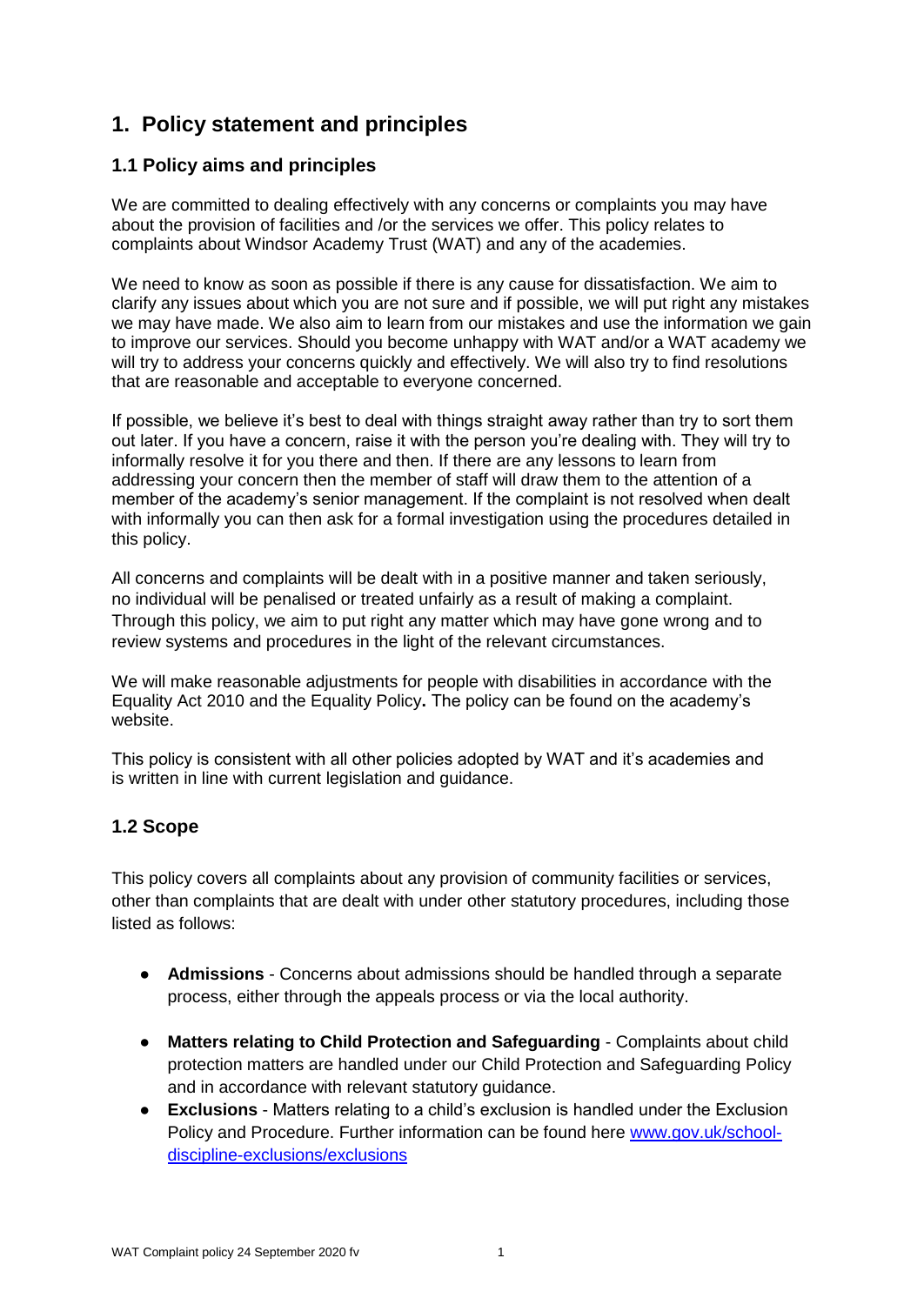# 1. Policy statement and principles

## 1.1 Policy aims and principles

We are committed to dealing effectively with any concerns or complaints you may have about the provision of facilities and /or the services we offer. This policy relates to complaints about Windsor Academy Trust (WAT) and any of the academies.

We need to know as soon as possible if there is any cause for dissatisfaction. We aim to clarify any issues about which you are not sure and if possible, we will put right any mistakes we may have made. We also aim to learn from our mistakes and use the information we gain to improve our services. Should you become unhappy with WAT and/or a WAT academy we will try to address your concerns quickly and effectively. We will also try to find resolutions that are reasonable and acceptable to everyone concerned.

If possible, we believe it's best to deal with things straight away rather than try to sort them out later. If you have a concern, raise it with the person you're dealing with. They will try to informally resolve it for you there and then. If there are any lessons to learn from addressing your concern then the member of staff will draw them to the attention of a member of the academy's senior management. If the complaint is not resolved when dealt with informally you can then ask for a formal investigation using the procedures detailed in this policy.

All concerns and complaints will be dealt with in a positive manner and taken seriously, no individual will be penalised or treated unfairly as a result of making a complaint. Through this policy, we aim to put right any matter which may have gone wrong and to review systems and procedures in the light of the relevant circumstances.

We will make reasonable adjustments for people with disabilities in accordance with the Equality Act 2010 and the Equality Policy**.** The policy can be found on the academy's website.

This policy is consistent with all other policies adopted by WAT and it's academies and is written in line with current legislation and guidance.

## 1.2 Scope

This policy covers all complaints about any provision of community facilities or services, other than complaints that are dealt with under other statutory procedures, including those listed as follows:

- **Admissions** - Concerns about admissions should be handled through a separate process, either through the appeals process or via the local authority.
- **Matters relating to Child Protection and Safeguarding** - Complaints about child protection matters are handled under our Child Protection and Safeguarding Policy and in accordance with relevant statutory guidance.
- **Exclusions** - Matters relating to a child's exclusion is handled under the Exclusion Policy and Procedure. Further information can be found here [www.gov.uk/school-discipline-exclusions/exclusions](www.gov.uk/school-discipline-exclusions/exclusions)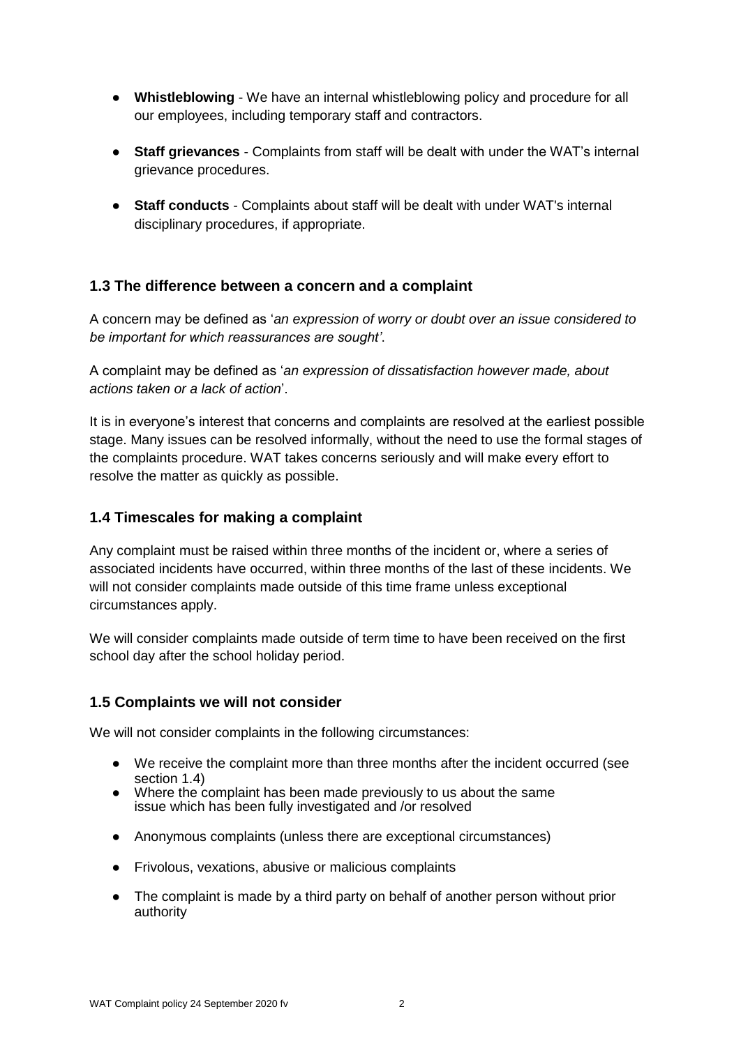- **Whistleblowing** - We have an internal whistleblowing policy and procedure for all our employees, including temporary staff and contractors.

- **Staff grievances** - Complaints from staff will be dealt with under the WAT's internal grievance procedures.

- **Staff conducts** - Complaints about staff will be dealt with under WAT's internal disciplinary procedures, if appropriate.

### 1.3 The difference between a concern and a complaint

A concern may be defined as '*an expression of worry or doubt over an issue considered to be important for which reassurances are sought'*.

A complaint may be defined as '*an expression of dissatisfaction however made, about actions taken or a lack of action*'.

It is in everyone's interest that concerns and complaints are resolved at the earliest possible stage. Many issues can be resolved informally, without the need to use the formal stages of the complaints procedure. WAT takes concerns seriously and will make every effort to resolve the matter as quickly as possible.

### 1.4 Timescales for making a complaint

Any complaint must be raised within three months of the incident or, where a series of associated incidents have occurred, within three months of the last of these incidents. We will not consider complaints made outside of this time frame unless exceptional circumstances apply.

We will consider complaints made outside of term time to have been received on the first school day after the school holiday period.

### 1.5 Complaints we will not consider

We will not consider complaints in the following circumstances:

- We receive the complaint more than three months after the incident occurred (see section 1.4)
- Where the complaint has been made previously to us about the same issue which has been fully investigated and /or resolved
- Anonymous complaints (unless there are exceptional circumstances)
- Frivolous, vexations, abusive or malicious complaints
- The complaint is made by a third party on behalf of another person without prior authority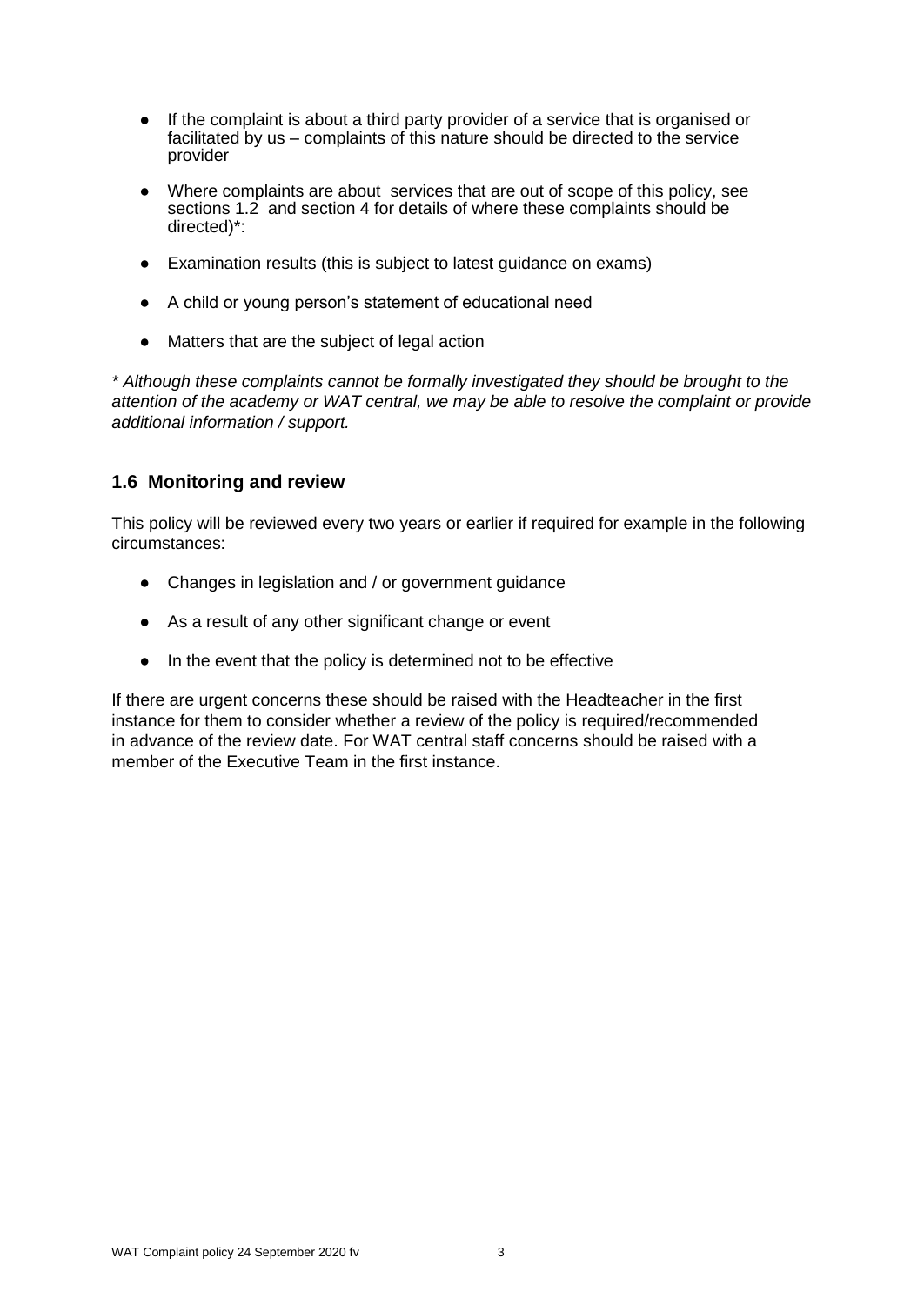- If the complaint is about a third party provider of a service that is organised or facilitated by us – complaints of this nature should be directed to the service provider
- Where complaints are about services that are out of scope of this policy, see sections 1.2 and section 4 for details of where these complaints should be directed)*:
- Examination results (this is subject to latest guidance on exams)
- A child or young person's statement of educational need
- Matters that are the subject of legal action

*\* Although these complaints cannot be formally investigated they should be brought to the attention of the academy or WAT central, we may be able to resolve the complaint or provide additional information / support.*

### 1.6 Monitoring and review

This policy will be reviewed every two years or earlier if required for example in the following circumstances:

- Changes in legislation and / or government guidance
- As a result of any other significant change or event
- In the event that the policy is determined not to be effective

If there are urgent concerns these should be raised with the Headteacher in the first instance for them to consider whether a review of the policy is required/recommended in advance of the review date. For WAT central staff concerns should be raised with a member of the Executive Team in the first instance.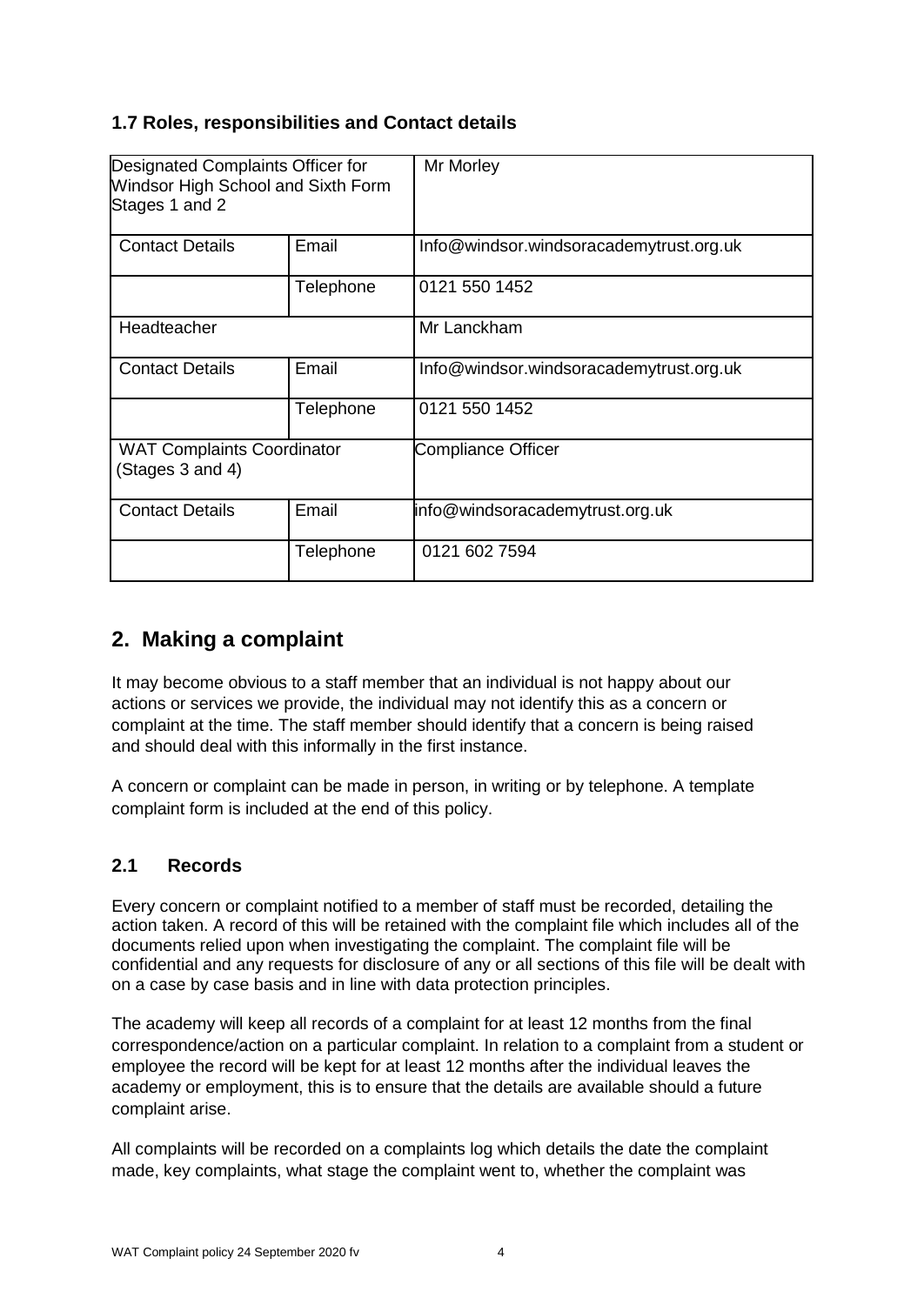### 1.7 Roles, responsibilities and Contact details

| Designated Complaints Officer for Windsor High School and Sixth Form Stages 1 and 2 | | Mr Morley |
|---|---|---|
| Contact Details | Email | Info@windsor.windsoracademytrust.org.uk |
| | Telephone | 0121 550 1452 |
| Headteacher | | Mr Lanckham |
| Contact Details | Email | Info@windsor.windsoracademytrust.org.uk |
| | Telephone | 0121 550 1452 |
| WAT Complaints Coordinator (Stages 3 and 4) | | Compliance Officer |
| Contact Details | Email | info@windsoracademytrust.org.uk |
| | Telephone | 0121 602 7594 |

## 2. Making a complaint

It may become obvious to a staff member that an individual is not happy about our actions or services we provide, the individual may not identify this as a concern or complaint at the time. The staff member should identify that a concern is being raised and should deal with this informally in the first instance.

A concern or complaint can be made in person, in writing or by telephone. A template complaint form is included at the end of this policy.

### 2.1 Records

Every concern or complaint notified to a member of staff must be recorded, detailing the action taken. A record of this will be retained with the complaint file which includes all of the documents relied upon when investigating the complaint. The complaint file will be confidential and any requests for disclosure of any or all sections of this file will be dealt with on a case by case basis and in line with data protection principles.

The academy will keep all records of a complaint for at least 12 months from the final correspondence/action on a particular complaint. In relation to a complaint from a student or employee the record will be kept for at least 12 months after the individual leaves the academy or employment, this is to ensure that the details are available should a future complaint arise.

All complaints will be recorded on a complaints log which details the date the complaint made, key complaints, what stage the complaint went to, whether the complaint was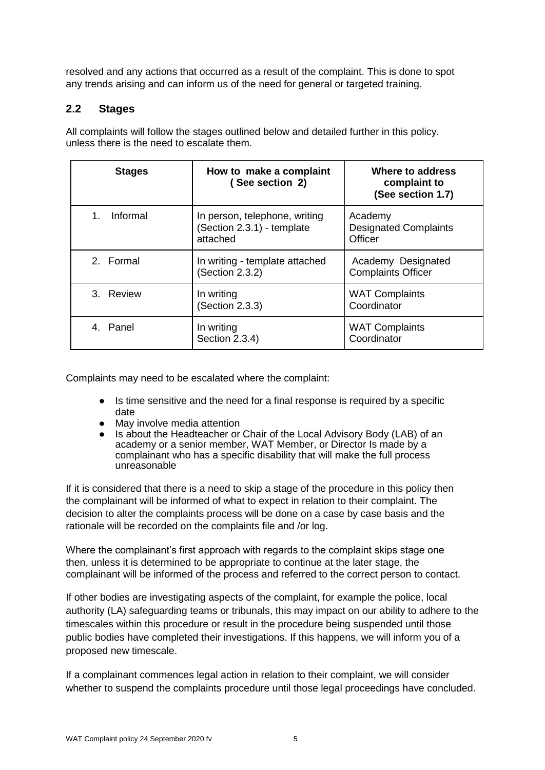resolved and any actions that occurred as a result of the complaint. This is done to spot any trends arising and can inform us of the need for general or targeted training.

## 2.2 Stages

All complaints will follow the stages outlined below and detailed further in this policy. unless there is the need to escalate them.

| Stages | How to make a complaint ( See section 2) | Where to address complaint to (See section 1.7) |
|---|---|---|
| 1. Informal | In person, telephone, writing (Section 2.3.1) - template attached | Academy Designated Complaints Officer |
| 2. Formal | In writing - template attached (Section 2.3.2) | Academy Designated Complaints Officer |
| 3. Review | In writing (Section 2.3.3) | WAT Complaints Coordinator |
| 4. Panel | In writing Section 2.3.4) | WAT Complaints Coordinator |

Complaints may need to be escalated where the complaint:

- Is time sensitive and the need for a final response is required by a specific date
- May involve media attention
- Is about the Headteacher or Chair of the Local Advisory Body (LAB) of an academy or a senior member, WAT Member, or Director Is made by a complainant who has a specific disability that will make the full process unreasonable

If it is considered that there is a need to skip a stage of the procedure in this policy then the complainant will be informed of what to expect in relation to their complaint. The decision to alter the complaints process will be done on a case by case basis and the rationale will be recorded on the complaints file and /or log.

Where the complainant's first approach with regards to the complaint skips stage one then, unless it is determined to be appropriate to continue at the later stage, the complainant will be informed of the process and referred to the correct person to contact.

If other bodies are investigating aspects of the complaint, for example the police, local authority (LA) safeguarding teams or tribunals, this may impact on our ability to adhere to the timescales within this procedure or result in the procedure being suspended until those public bodies have completed their investigations. If this happens, we will inform you of a proposed new timescale.

If a complainant commences legal action in relation to their complaint, we will consider whether to suspend the complaints procedure until those legal proceedings have concluded.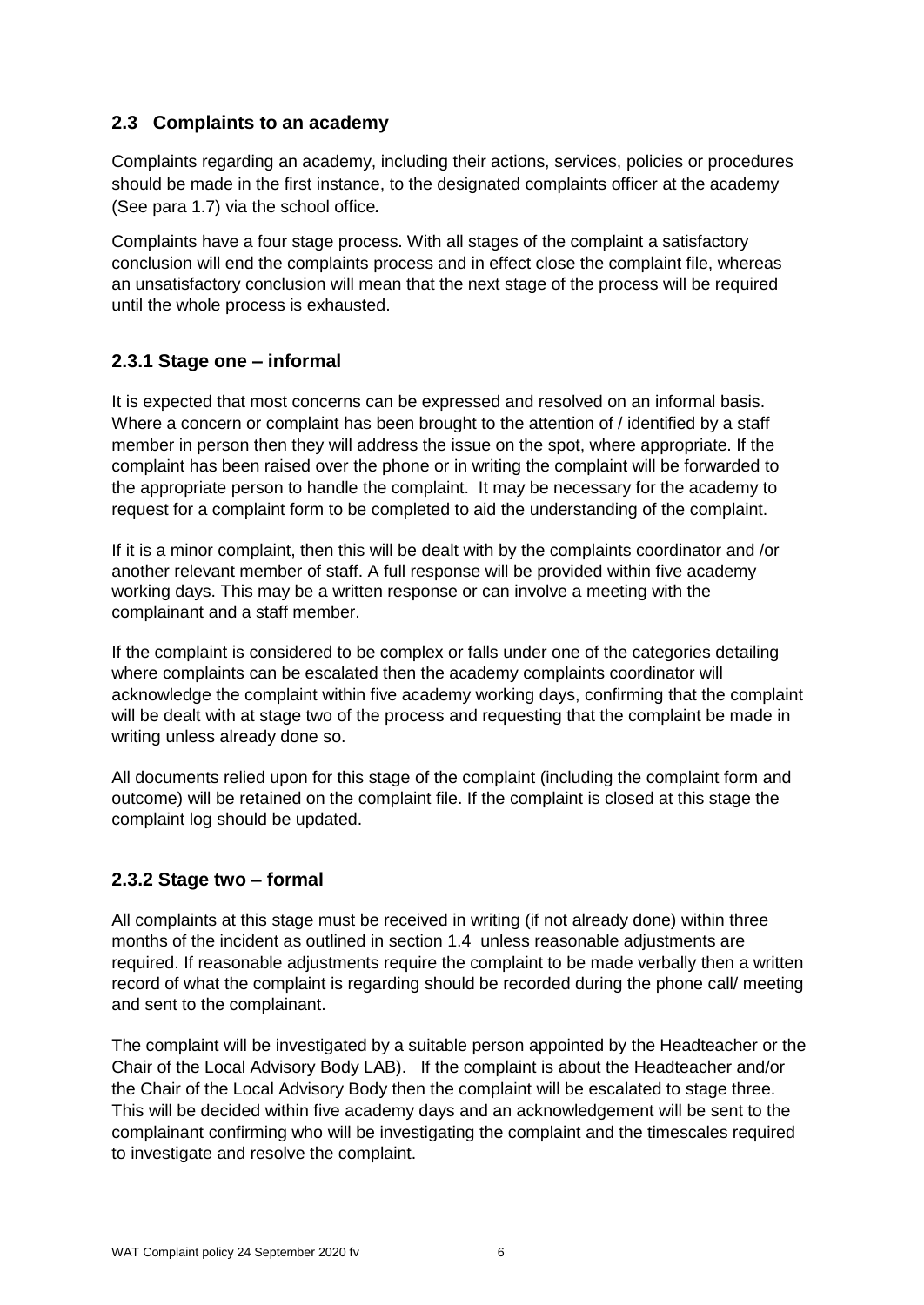## 2.3 Complaints to an academy

Complaints regarding an academy, including their actions, services, policies or procedures should be made in the first instance, to the designated complaints officer at the academy (See para 1.7) via the school office*.*

Complaints have a four stage process. With all stages of the complaint a satisfactory conclusion will end the complaints process and in effect close the complaint file, whereas an unsatisfactory conclusion will mean that the next stage of the process will be required until the whole process is exhausted.

### 2.3.1 Stage one – informal

It is expected that most concerns can be expressed and resolved on an informal basis. Where a concern or complaint has been brought to the attention of / identified by a staff member in person then they will address the issue on the spot, where appropriate. If the complaint has been raised over the phone or in writing the complaint will be forwarded to the appropriate person to handle the complaint. It may be necessary for the academy to request for a complaint form to be completed to aid the understanding of the complaint.

If it is a minor complaint, then this will be dealt with by the complaints coordinator and /or another relevant member of staff. A full response will be provided within five academy working days. This may be a written response or can involve a meeting with the complainant and a staff member.

If the complaint is considered to be complex or falls under one of the categories detailing where complaints can be escalated then the academy complaints coordinator will acknowledge the complaint within five academy working days, confirming that the complaint will be dealt with at stage two of the process and requesting that the complaint be made in writing unless already done so.

All documents relied upon for this stage of the complaint (including the complaint form and outcome) will be retained on the complaint file. If the complaint is closed at this stage the complaint log should be updated.

### 2.3.2 Stage two – formal

All complaints at this stage must be received in writing (if not already done) within three months of the incident as outlined in section 1.4 unless reasonable adjustments are required. If reasonable adjustments require the complaint to be made verbally then a written record of what the complaint is regarding should be recorded during the phone call/ meeting and sent to the complainant.

The complaint will be investigated by a suitable person appointed by the Headteacher or the Chair of the Local Advisory Body LAB). If the complaint is about the Headteacher and/or the Chair of the Local Advisory Body then the complaint will be escalated to stage three. This will be decided within five academy days and an acknowledgement will be sent to the complainant confirming who will be investigating the complaint and the timescales required to investigate and resolve the complaint.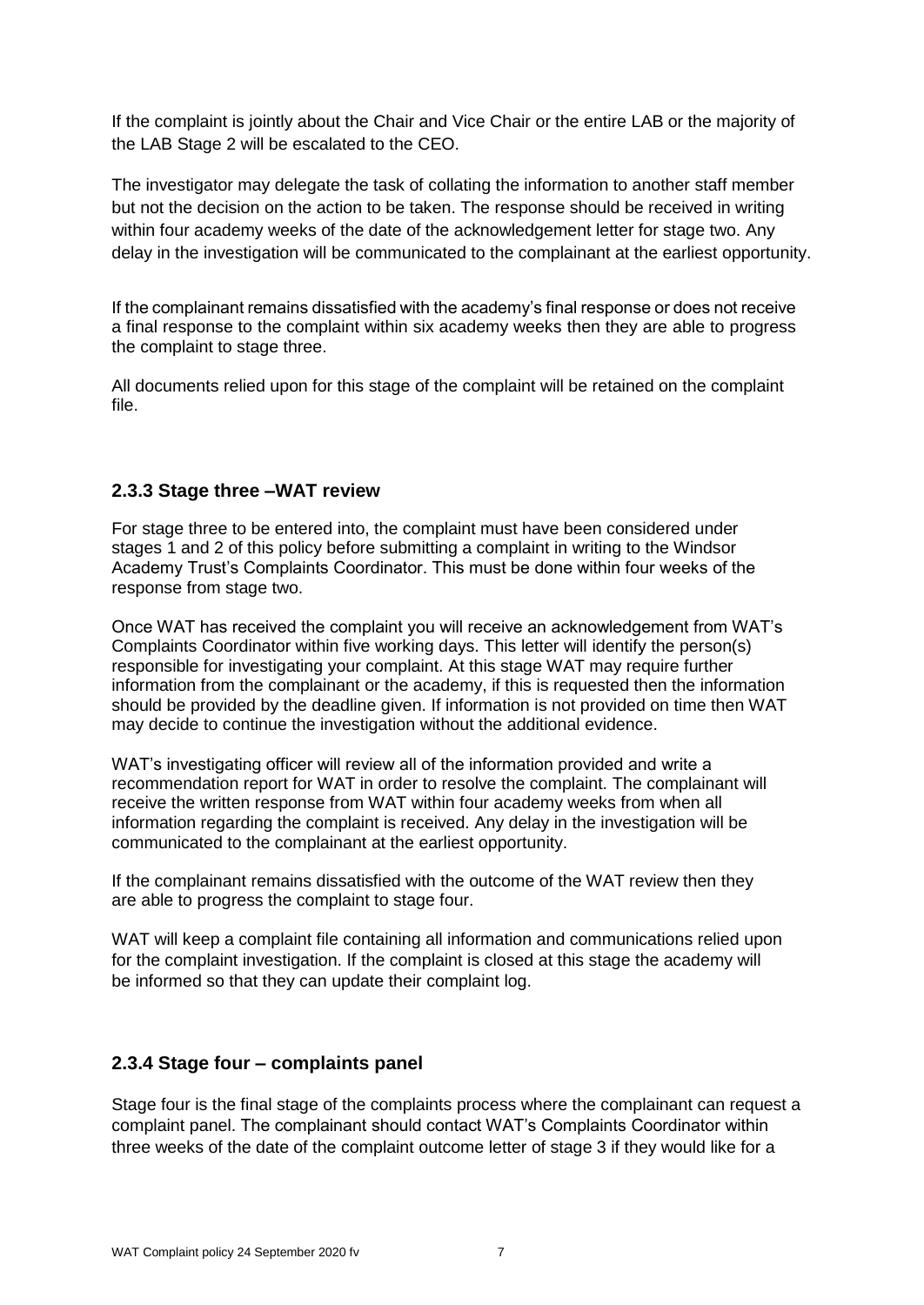If the complaint is jointly about the Chair and Vice Chair or the entire LAB or the majority of the LAB Stage 2 will be escalated to the CEO.

The investigator may delegate the task of collating the information to another staff member but not the decision on the action to be taken. The response should be received in writing within four academy weeks of the date of the acknowledgement letter for stage two. Any delay in the investigation will be communicated to the complainant at the earliest opportunity.

If the complainant remains dissatisfied with the academy's final response or does not receive a final response to the complaint within six academy weeks then they are able to progress the complaint to stage three.

All documents relied upon for this stage of the complaint will be retained on the complaint file.

### 2.3.3 Stage three –WAT review

For stage three to be entered into, the complaint must have been considered under stages 1 and 2 of this policy before submitting a complaint in writing to the Windsor Academy Trust's Complaints Coordinator. This must be done within four weeks of the response from stage two.

Once WAT has received the complaint you will receive an acknowledgement from WAT's Complaints Coordinator within five working days. This letter will identify the person(s) responsible for investigating your complaint. At this stage WAT may require further information from the complainant or the academy, if this is requested then the information should be provided by the deadline given. If information is not provided on time then WAT may decide to continue the investigation without the additional evidence.

WAT's investigating officer will review all of the information provided and write a recommendation report for WAT in order to resolve the complaint. The complainant will receive the written response from WAT within four academy weeks from when all information regarding the complaint is received. Any delay in the investigation will be communicated to the complainant at the earliest opportunity.

If the complainant remains dissatisfied with the outcome of the WAT review then they are able to progress the complaint to stage four.

WAT will keep a complaint file containing all information and communications relied upon for the complaint investigation. If the complaint is closed at this stage the academy will be informed so that they can update their complaint log.

### 2.3.4 Stage four – complaints panel

Stage four is the final stage of the complaints process where the complainant can request a complaint panel. The complainant should contact WAT's Complaints Coordinator within three weeks of the date of the complaint outcome letter of stage 3 if they would like for a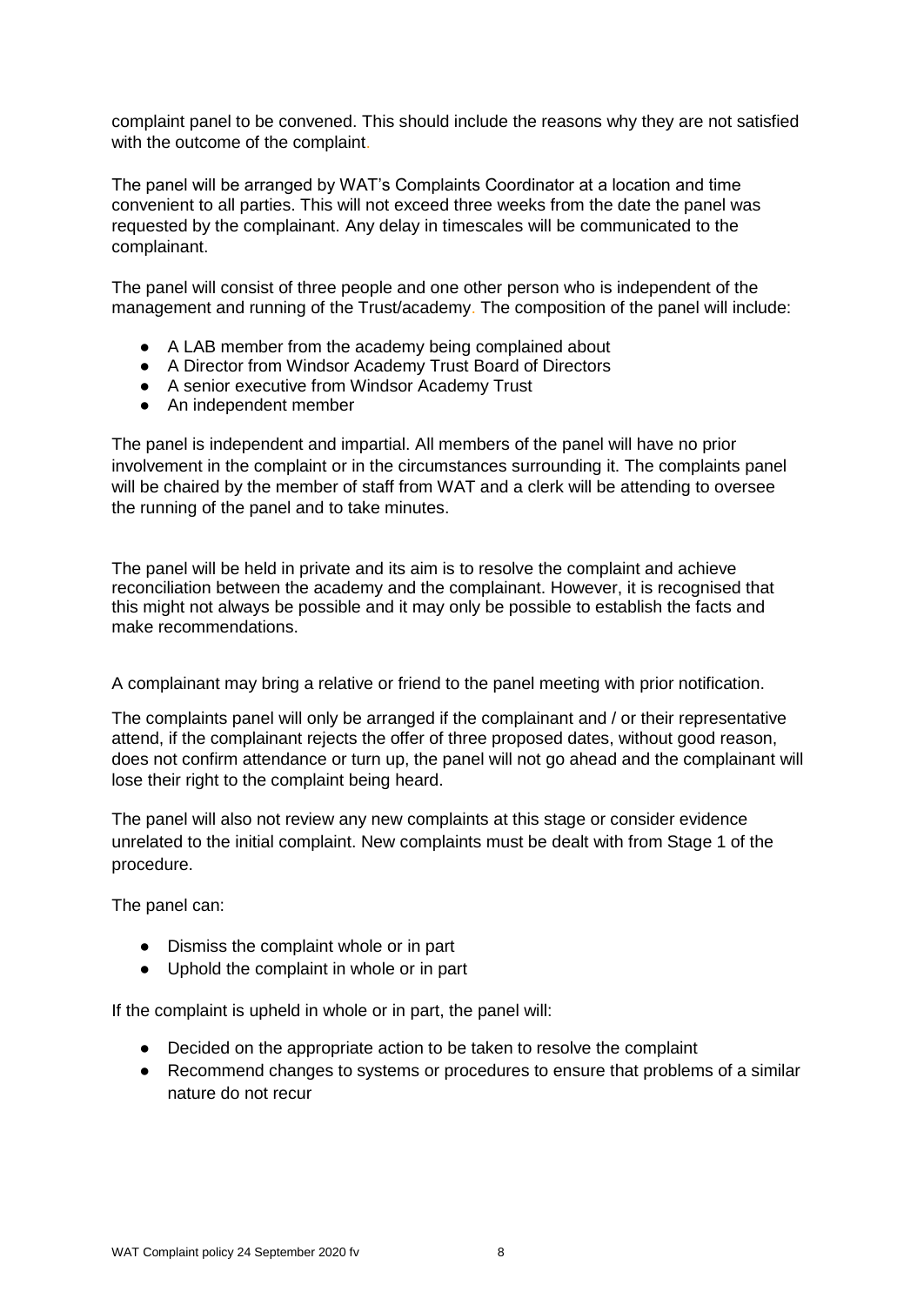complaint panel to be convened. This should include the reasons why they are not satisfied with the outcome of the complaint.

The panel will be arranged by WAT's Complaints Coordinator at a location and time convenient to all parties. This will not exceed three weeks from the date the panel was requested by the complainant. Any delay in timescales will be communicated to the complainant.

The panel will consist of three people and one other person who is independent of the management and running of the Trust/academy. The composition of the panel will include:

- A LAB member from the academy being complained about
- A Director from Windsor Academy Trust Board of Directors
- A senior executive from Windsor Academy Trust
- An independent member

The panel is independent and impartial. All members of the panel will have no prior involvement in the complaint or in the circumstances surrounding it. The complaints panel will be chaired by the member of staff from WAT and a clerk will be attending to oversee the running of the panel and to take minutes.

The panel will be held in private and its aim is to resolve the complaint and achieve reconciliation between the academy and the complainant. However, it is recognised that this might not always be possible and it may only be possible to establish the facts and make recommendations.

A complainant may bring a relative or friend to the panel meeting with prior notification.

The complaints panel will only be arranged if the complainant and / or their representative attend, if the complainant rejects the offer of three proposed dates, without good reason, does not confirm attendance or turn up, the panel will not go ahead and the complainant will lose their right to the complaint being heard.

The panel will also not review any new complaints at this stage or consider evidence unrelated to the initial complaint. New complaints must be dealt with from Stage 1 of the procedure.

The panel can:

- Dismiss the complaint whole or in part
- Uphold the complaint in whole or in part

If the complaint is upheld in whole or in part, the panel will:

- Decided on the appropriate action to be taken to resolve the complaint
- Recommend changes to systems or procedures to ensure that problems of a similar nature do not recur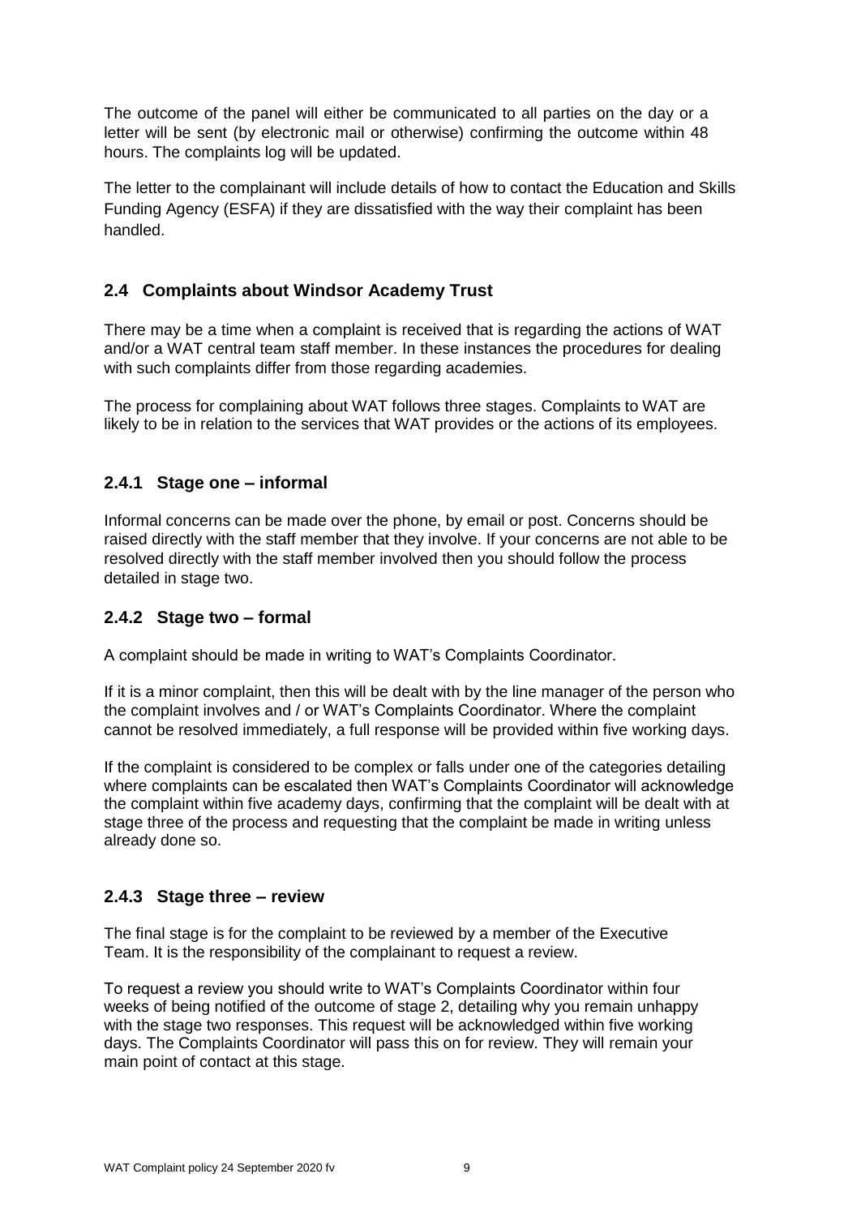The outcome of the panel will either be communicated to all parties on the day or a letter will be sent (by electronic mail or otherwise) confirming the outcome within 48 hours. The complaints log will be updated.

The letter to the complainant will include details of how to contact the Education and Skills Funding Agency (ESFA) if they are dissatisfied with the way their complaint has been handled.

## 2.4 Complaints about Windsor Academy Trust

There may be a time when a complaint is received that is regarding the actions of WAT and/or a WAT central team staff member. In these instances the procedures for dealing with such complaints differ from those regarding academies.

The process for complaining about WAT follows three stages. Complaints to WAT are likely to be in relation to the services that WAT provides or the actions of its employees.

### 2.4.1 Stage one – informal

Informal concerns can be made over the phone, by email or post. Concerns should be raised directly with the staff member that they involve. If your concerns are not able to be resolved directly with the staff member involved then you should follow the process detailed in stage two.

### 2.4.2 Stage two – formal

A complaint should be made in writing to WAT's Complaints Coordinator.

If it is a minor complaint, then this will be dealt with by the line manager of the person who the complaint involves and / or WAT's Complaints Coordinator. Where the complaint cannot be resolved immediately, a full response will be provided within five working days.

If the complaint is considered to be complex or falls under one of the categories detailing where complaints can be escalated then WAT's Complaints Coordinator will acknowledge the complaint within five academy days, confirming that the complaint will be dealt with at stage three of the process and requesting that the complaint be made in writing unless already done so.

### 2.4.3 Stage three – review

The final stage is for the complaint to be reviewed by a member of the Executive Team. It is the responsibility of the complainant to request a review.

To request a review you should write to WAT's Complaints Coordinator within four weeks of being notified of the outcome of stage 2, detailing why you remain unhappy with the stage two responses. This request will be acknowledged within five working days. The Complaints Coordinator will pass this on for review. They will remain your main point of contact at this stage.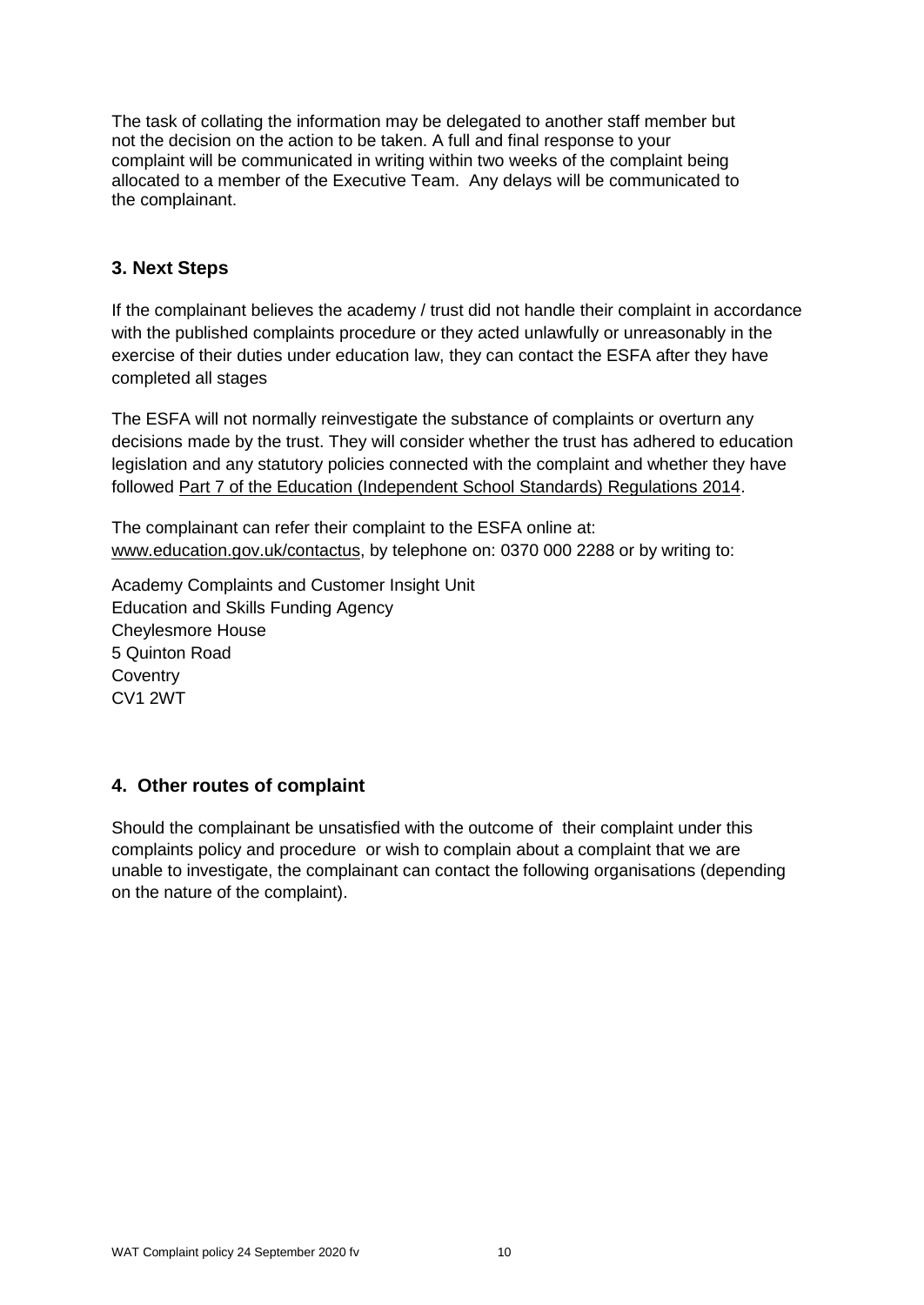The task of collating the information may be delegated to another staff member but not the decision on the action to be taken. A full and final response to your complaint will be communicated in writing within two weeks of the complaint being allocated to a member of the Executive Team. Any delays will be communicated to the complainant.

## 3. Next Steps

If the complainant believes the academy / trust did not handle their complaint in accordance with the published complaints procedure or they acted unlawfully or unreasonably in the exercise of their duties under education law, they can contact the ESFA after they have completed all stages

The ESFA will not normally reinvestigate the substance of complaints or overturn any decisions made by the trust. They will consider whether the trust has adhered to education legislation and any statutory policies connected with the complaint and whether they have followed Part 7 of the Education (Independent School Standards) Regulations 2014.

The complainant can refer their complaint to the ESFA online at: www.education.gov.uk/contactus, by telephone on: 0370 000 2288 or by writing to:

Academy Complaints and Customer Insight Unit
Education and Skills Funding Agency
Cheylesmore House
5 Quinton Road
Coventry
CV1 2WT

## 4. Other routes of complaint

Should the complainant be unsatisfied with the outcome of their complaint under this complaints policy and procedure or wish to complain about a complaint that we are unable to investigate, the complainant can contact the following organisations (depending on the nature of the complaint).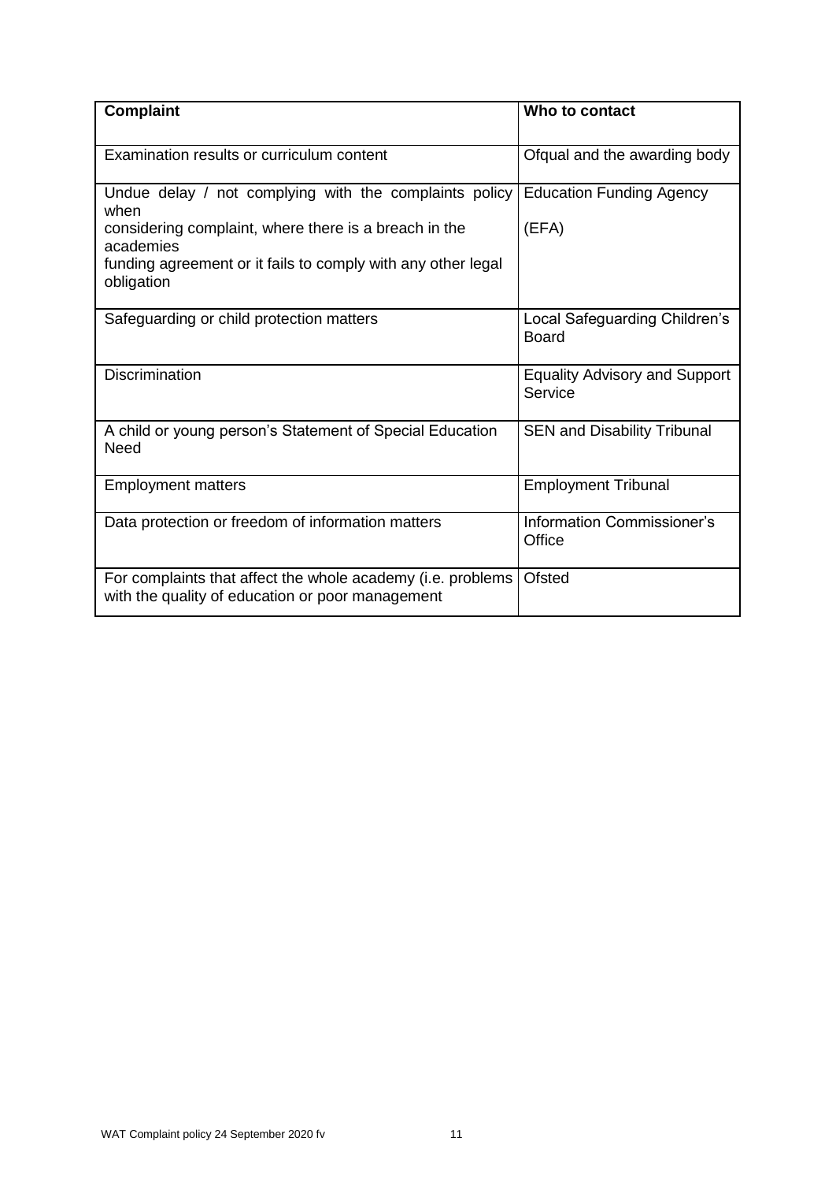| Complaint | Who to contact |
|---|---|
| Examination results or curriculum content | Ofqual and the awarding body |
| Undue delay / not complying with the complaints policy when considering complaint, where there is a breach in the academies funding agreement or it fails to comply with any other legal obligation | Education Funding Agency (EFA) |
| Safeguarding or child protection matters | Local Safeguarding Children's Board |
| Discrimination | Equality Advisory and Support Service |
| A child or young person's Statement of Special Education Need | SEN and Disability Tribunal |
| Employment matters | Employment Tribunal |
| Data protection or freedom of information matters | Information Commissioner's Office |
| For complaints that affect the whole academy (i.e. problems with the quality of education or poor management | Ofsted |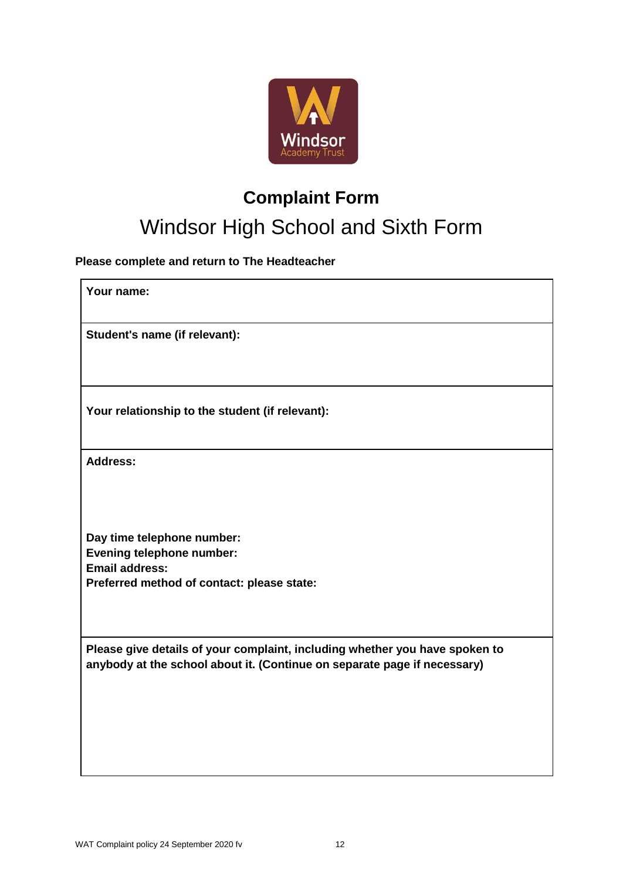# Complaint Form

## Windsor High School and Sixth Form

**Please complete and return to The Headteacher**

| **Your name:** |
|---|
| **Student's name (if relevant):** |
| **Your relationship to the student (if relevant):** |
| **Address:**<br><br><br>**Day time telephone number:**<br>**Evening telephone number:**<br>**Email address:**<br>**Preferred method of contact: please state:** |
| **Please give details of your complaint, including whether you have spoken to anybody at the school about it. (Continue on separate page if necessary)** |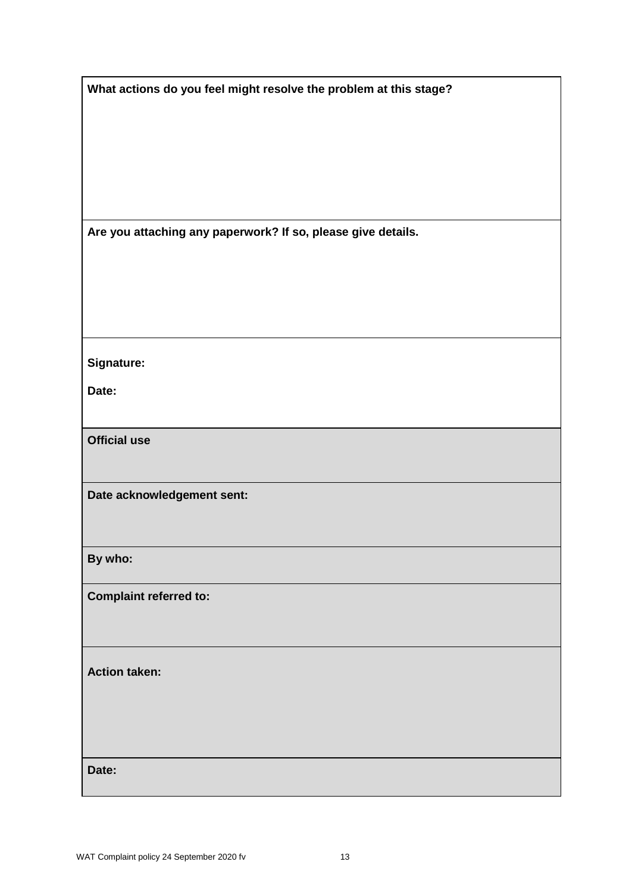| |
|---|
| **What actions do you feel might resolve the problem at this stage?** |
| **Are you attaching any paperwork? If so, please give details.** |
| **Signature:**<br><br>**Date:** |
| **Official use** |
| **Date acknowledgement sent:** |
| **By who:** |
| **Complaint referred to:** |
| **Action taken:** |
| **Date:** |